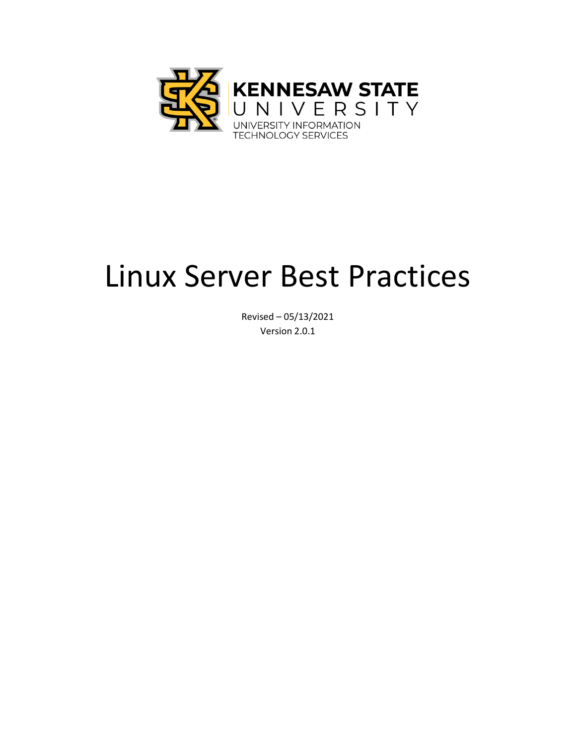KENNESAW STATE UNIVERSITY

UNIVERSITY INFORMATION TECHNOLOGY SERVICES

# Linux Server Best Practices

Revised – 05/13/2021

Version 2.0.1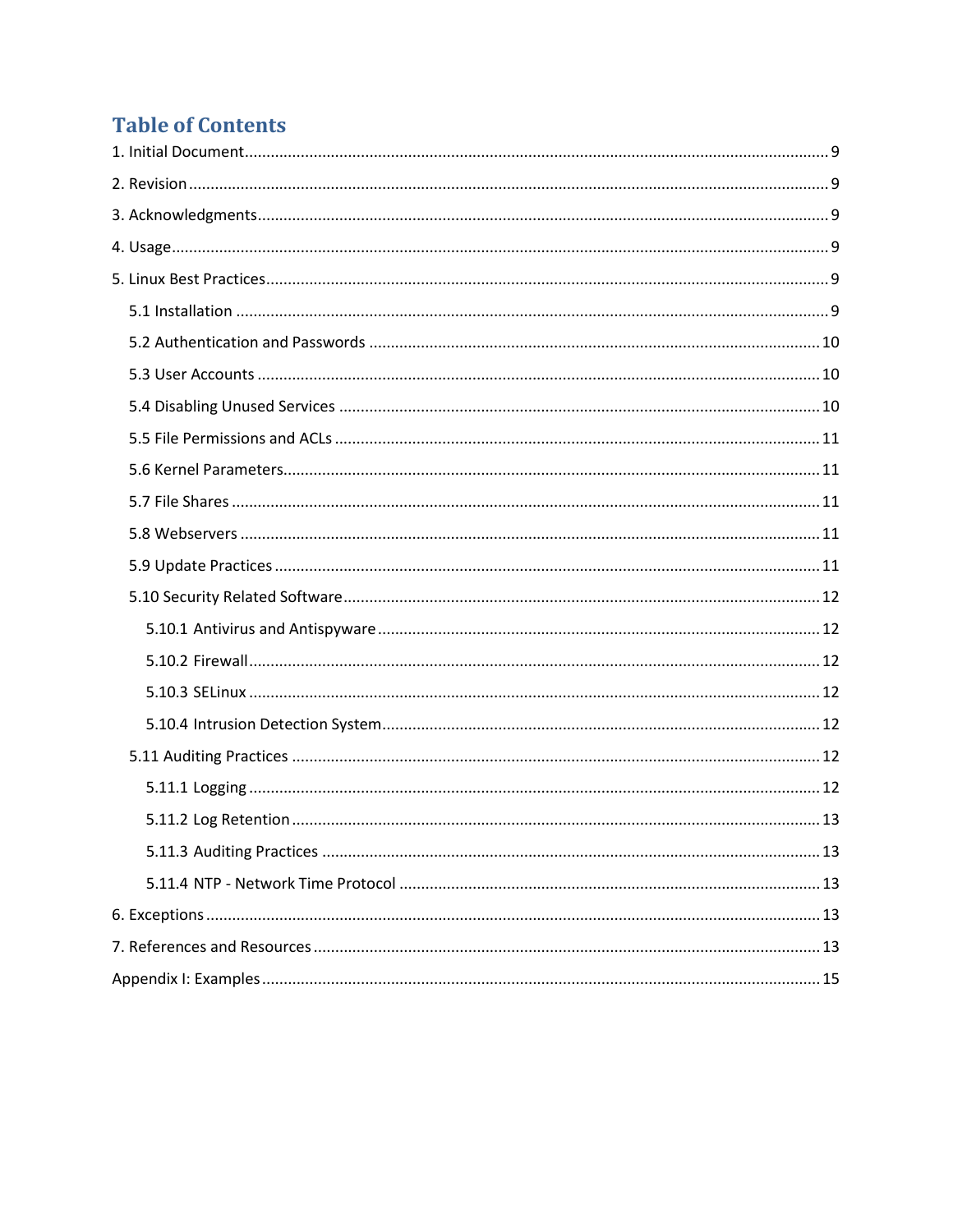# Table of Contents

1. Initial Document ..... 9
2. Revision ..... 9
3. Acknowledgments ..... 9
4. Usage ..... 9
5. Linux Best Practices ..... 9
   - 5.1 Installation ..... 9
   - 5.2 Authentication and Passwords ..... 10
   - 5.3 User Accounts ..... 10
   - 5.4 Disabling Unused Services ..... 10
   - 5.5 File Permissions and ACLs ..... 11
   - 5.6 Kernel Parameters ..... 11
   - 5.7 File Shares ..... 11
   - 5.8 Webservers ..... 11
   - 5.9 Update Practices ..... 11
   - 5.10 Security Related Software ..... 12
     - 5.10.1 Antivirus and Antispyware ..... 12
     - 5.10.2 Firewall ..... 12
     - 5.10.3 SELinux ..... 12
     - 5.10.4 Intrusion Detection System ..... 12
   - 5.11 Auditing Practices ..... 12
     - 5.11.1 Logging ..... 12
     - 5.11.2 Log Retention ..... 13
     - 5.11.3 Auditing Practices ..... 13
     - 5.11.4 NTP - Network Time Protocol ..... 13
6. Exceptions ..... 13
7. References and Resources ..... 13

Appendix I: Examples ..... 15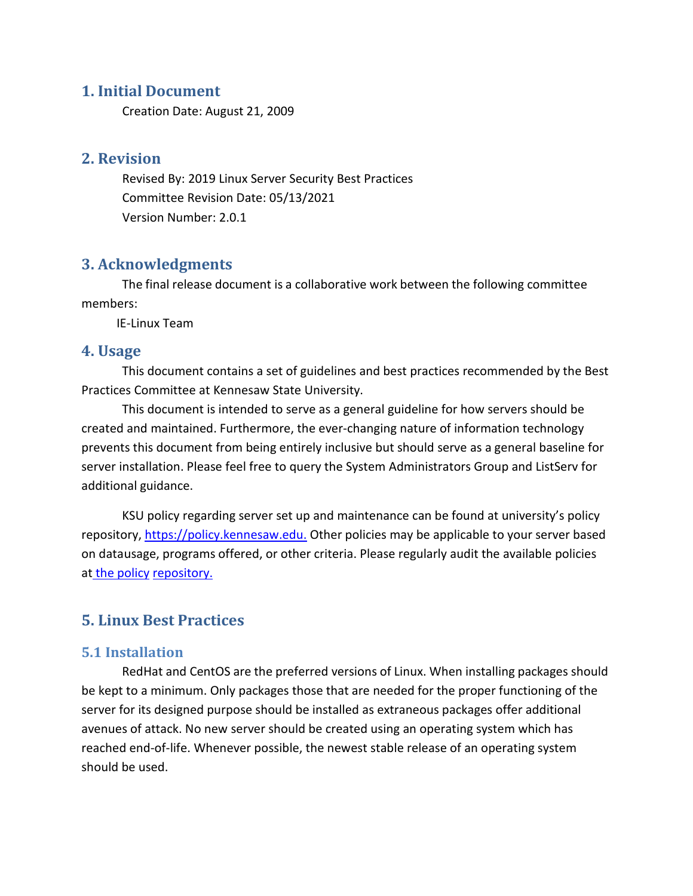## 1. Initial Document

Creation Date: August 21, 2009

## 2. Revision

Revised By: 2019 Linux Server Security Best Practices

Committee Revision Date: 05/13/2021

Version Number: 2.0.1

## 3. Acknowledgments

The final release document is a collaborative work between the following committee members:

IE-Linux Team

## 4. Usage

This document contains a set of guidelines and best practices recommended by the Best Practices Committee at Kennesaw State University.

This document is intended to serve as a general guideline for how servers should be created and maintained. Furthermore, the ever-changing nature of information technology prevents this document from being entirely inclusive but should serve as a general baseline for server installation. Please feel free to query the System Administrators Group and ListServ for additional guidance.

KSU policy regarding server set up and maintenance can be found at university's policy repository, [https://policy.kennesaw.edu.](https://policy.kennesaw.edu) Other policies may be applicable to your server based on datausage, programs offered, or other criteria. Please regularly audit the available policies at the policy repository.

## 5. Linux Best Practices

### 5.1 Installation

RedHat and CentOS are the preferred versions of Linux. When installing packages should be kept to a minimum. Only packages those that are needed for the proper functioning of the server for its designed purpose should be installed as extraneous packages offer additional avenues of attack. No new server should be created using an operating system which has reached end-of-life. Whenever possible, the newest stable release of an operating system should be used.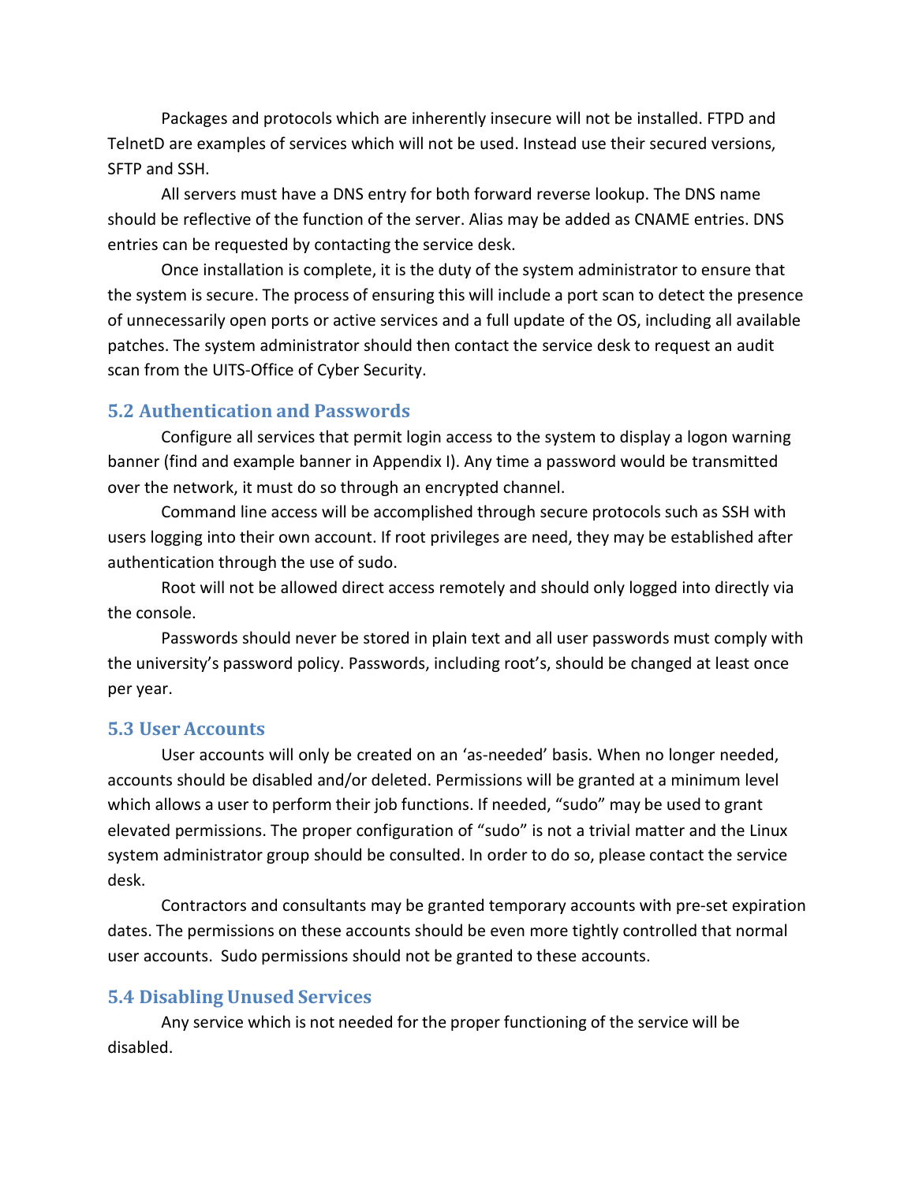Packages and protocols which are inherently insecure will not be installed. FTPD and TelnetD are examples of services which will not be used. Instead use their secured versions, SFTP and SSH.

All servers must have a DNS entry for both forward reverse lookup. The DNS name should be reflective of the function of the server. Alias may be added as CNAME entries. DNS entries can be requested by contacting the service desk.

Once installation is complete, it is the duty of the system administrator to ensure that the system is secure. The process of ensuring this will include a port scan to detect the presence of unnecessarily open ports or active services and a full update of the OS, including all available patches. The system administrator should then contact the service desk to request an audit scan from the UITS-Office of Cyber Security.

## 5.2 Authentication and Passwords

Configure all services that permit login access to the system to display a logon warning banner (find and example banner in Appendix I). Any time a password would be transmitted over the network, it must do so through an encrypted channel.

Command line access will be accomplished through secure protocols such as SSH with users logging into their own account. If root privileges are need, they may be established after authentication through the use of sudo.

Root will not be allowed direct access remotely and should only logged into directly via the console.

Passwords should never be stored in plain text and all user passwords must comply with the university's password policy. Passwords, including root's, should be changed at least once per year.

## 5.3 User Accounts

User accounts will only be created on an 'as-needed' basis. When no longer needed, accounts should be disabled and/or deleted. Permissions will be granted at a minimum level which allows a user to perform their job functions. If needed, "sudo" may be used to grant elevated permissions. The proper configuration of "sudo" is not a trivial matter and the Linux system administrator group should be consulted. In order to do so, please contact the service desk.

Contractors and consultants may be granted temporary accounts with pre-set expiration dates. The permissions on these accounts should be even more tightly controlled that normal user accounts. Sudo permissions should not be granted to these accounts.

## 5.4 Disabling Unused Services

Any service which is not needed for the proper functioning of the service will be disabled.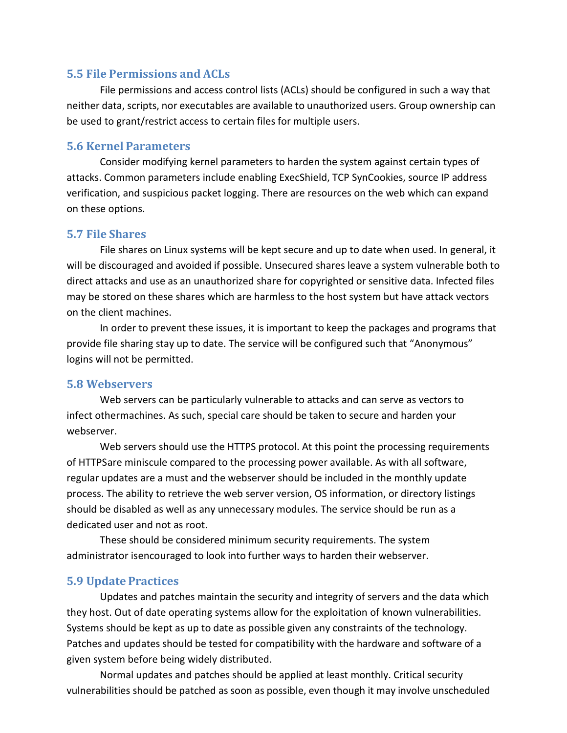## 5.5 File Permissions and ACLs

File permissions and access control lists (ACLs) should be configured in such a way that neither data, scripts, nor executables are available to unauthorized users. Group ownership can be used to grant/restrict access to certain files for multiple users.

## 5.6 Kernel Parameters

Consider modifying kernel parameters to harden the system against certain types of attacks. Common parameters include enabling ExecShield, TCP SynCookies, source IP address verification, and suspicious packet logging. There are resources on the web which can expand on these options.

## 5.7 File Shares

File shares on Linux systems will be kept secure and up to date when used. In general, it will be discouraged and avoided if possible. Unsecured shares leave a system vulnerable both to direct attacks and use as an unauthorized share for copyrighted or sensitive data. Infected files may be stored on these shares which are harmless to the host system but have attack vectors on the client machines.

In order to prevent these issues, it is important to keep the packages and programs that provide file sharing stay up to date. The service will be configured such that “Anonymous” logins will not be permitted.

## 5.8 Webservers

Web servers can be particularly vulnerable to attacks and can serve as vectors to infect othermachines. As such, special care should be taken to secure and harden your webserver.

Web servers should use the HTTPS protocol. At this point the processing requirements of HTTPSare miniscule compared to the processing power available. As with all software, regular updates are a must and the webserver should be included in the monthly update process. The ability to retrieve the web server version, OS information, or directory listings should be disabled as well as any unnecessary modules. The service should be run as a dedicated user and not as root.

These should be considered minimum security requirements. The system administrator isencouraged to look into further ways to harden their webserver.

## 5.9 Update Practices

Updates and patches maintain the security and integrity of servers and the data which they host. Out of date operating systems allow for the exploitation of known vulnerabilities. Systems should be kept as up to date as possible given any constraints of the technology. Patches and updates should be tested for compatibility with the hardware and software of a given system before being widely distributed.

Normal updates and patches should be applied at least monthly. Critical security vulnerabilities should be patched as soon as possible, even though it may involve unscheduled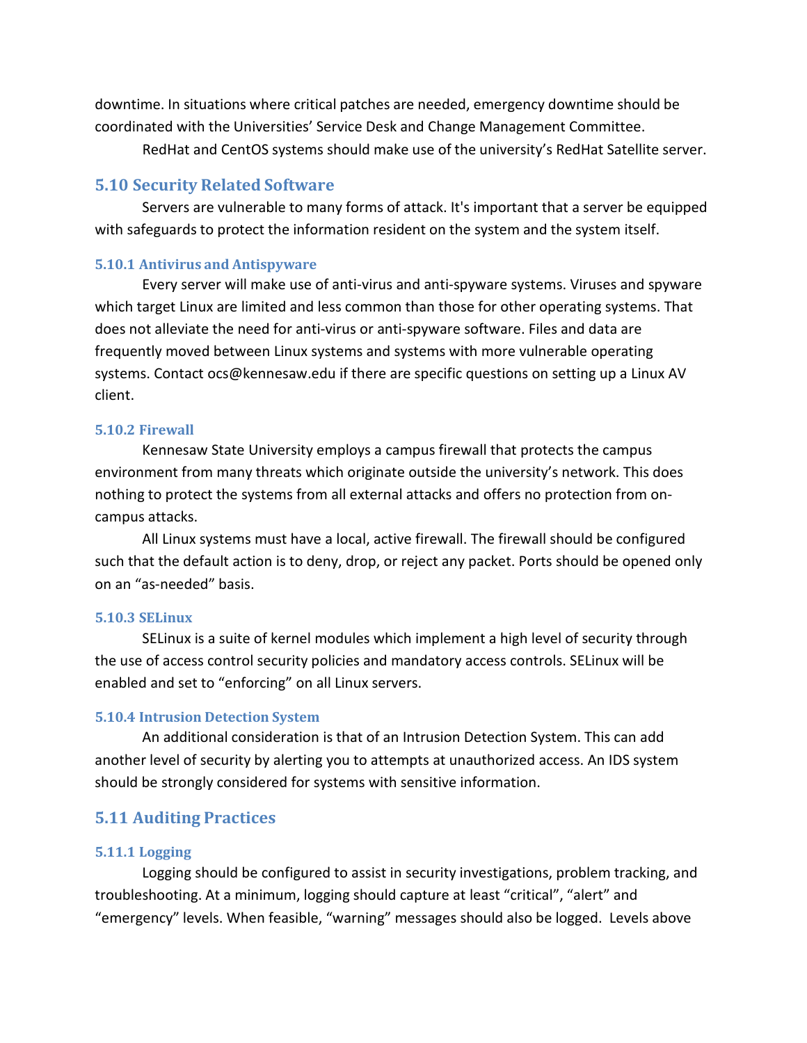downtime. In situations where critical patches are needed, emergency downtime should be coordinated with the Universities' Service Desk and Change Management Committee.

RedHat and CentOS systems should make use of the university's RedHat Satellite server.

## 5.10 Security Related Software

Servers are vulnerable to many forms of attack. It's important that a server be equipped with safeguards to protect the information resident on the system and the system itself.

### 5.10.1 Antivirus and Antispyware

Every server will make use of anti-virus and anti-spyware systems. Viruses and spyware which target Linux are limited and less common than those for other operating systems. That does not alleviate the need for anti-virus or anti-spyware software. Files and data are frequently moved between Linux systems and systems with more vulnerable operating systems. Contact ocs@kennesaw.edu if there are specific questions on setting up a Linux AV client.

### 5.10.2 Firewall

Kennesaw State University employs a campus firewall that protects the campus environment from many threats which originate outside the university's network. This does nothing to protect the systems from all external attacks and offers no protection from on-campus attacks.

All Linux systems must have a local, active firewall. The firewall should be configured such that the default action is to deny, drop, or reject any packet. Ports should be opened only on an "as-needed" basis.

### 5.10.3 SELinux

SELinux is a suite of kernel modules which implement a high level of security through the use of access control security policies and mandatory access controls. SELinux will be enabled and set to "enforcing" on all Linux servers.

### 5.10.4 Intrusion Detection System

An additional consideration is that of an Intrusion Detection System. This can add another level of security by alerting you to attempts at unauthorized access. An IDS system should be strongly considered for systems with sensitive information.

## 5.11 Auditing Practices

### 5.11.1 Logging

Logging should be configured to assist in security investigations, problem tracking, and troubleshooting. At a minimum, logging should capture at least "critical", "alert" and "emergency" levels. When feasible, "warning" messages should also be logged. Levels above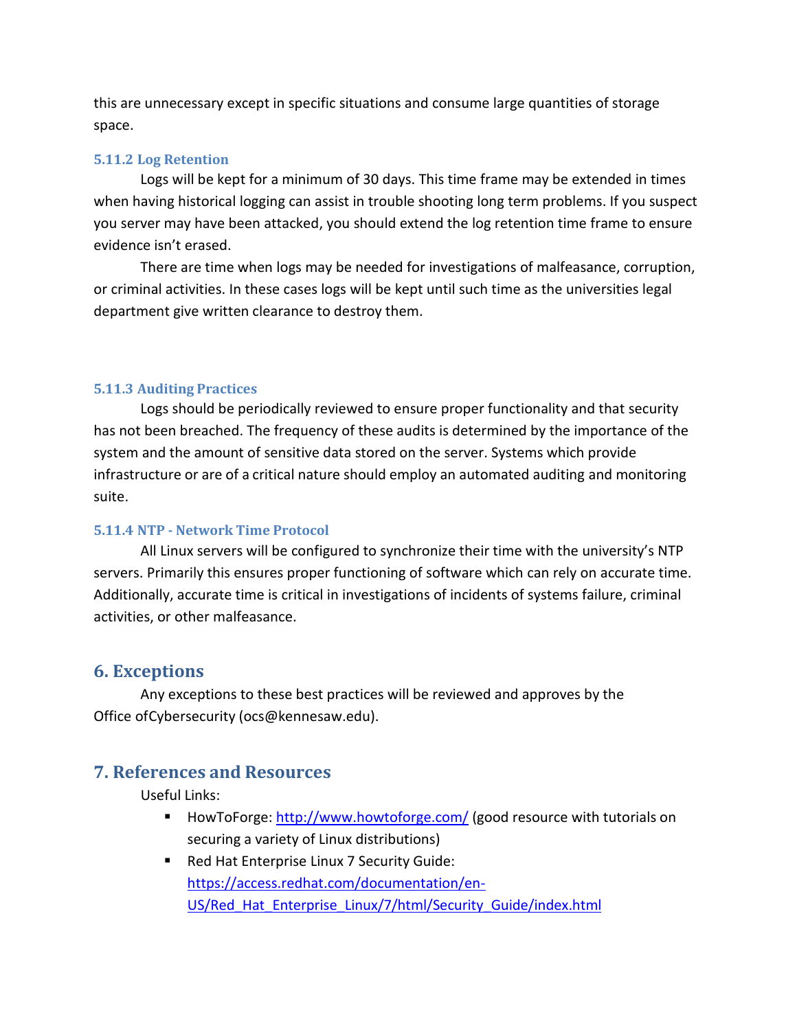this are unnecessary except in specific situations and consume large quantities of storage space.

### 5.11.2 Log Retention

Logs will be kept for a minimum of 30 days. This time frame may be extended in times when having historical logging can assist in trouble shooting long term problems. If you suspect you server may have been attacked, you should extend the log retention time frame to ensure evidence isn't erased.

There are time when logs may be needed for investigations of malfeasance, corruption, or criminal activities. In these cases logs will be kept until such time as the universities legal department give written clearance to destroy them.

### 5.11.3 Auditing Practices

Logs should be periodically reviewed to ensure proper functionality and that security has not been breached. The frequency of these audits is determined by the importance of the system and the amount of sensitive data stored on the server. Systems which provide infrastructure or are of a critical nature should employ an automated auditing and monitoring suite.

### 5.11.4 NTP - Network Time Protocol

All Linux servers will be configured to synchronize their time with the university's NTP servers. Primarily this ensures proper functioning of software which can rely on accurate time. Additionally, accurate time is critical in investigations of incidents of systems failure, criminal activities, or other malfeasance.

## 6. Exceptions

Any exceptions to these best practices will be reviewed and approves by the Office ofCybersecurity (ocs@kennesaw.edu).

## 7. References and Resources

Useful Links:

- HowToForge: [http://www.howtoforge.com/](http://www.howtoforge.com/) (good resource with tutorials on securing a variety of Linux distributions)
- Red Hat Enterprise Linux 7 Security Guide: [https://access.redhat.com/documentation/en-US/Red_Hat_Enterprise_Linux/7/html/Security_Guide/index.html](https://access.redhat.com/documentation/en-US/Red_Hat_Enterprise_Linux/7/html/Security_Guide/index.html)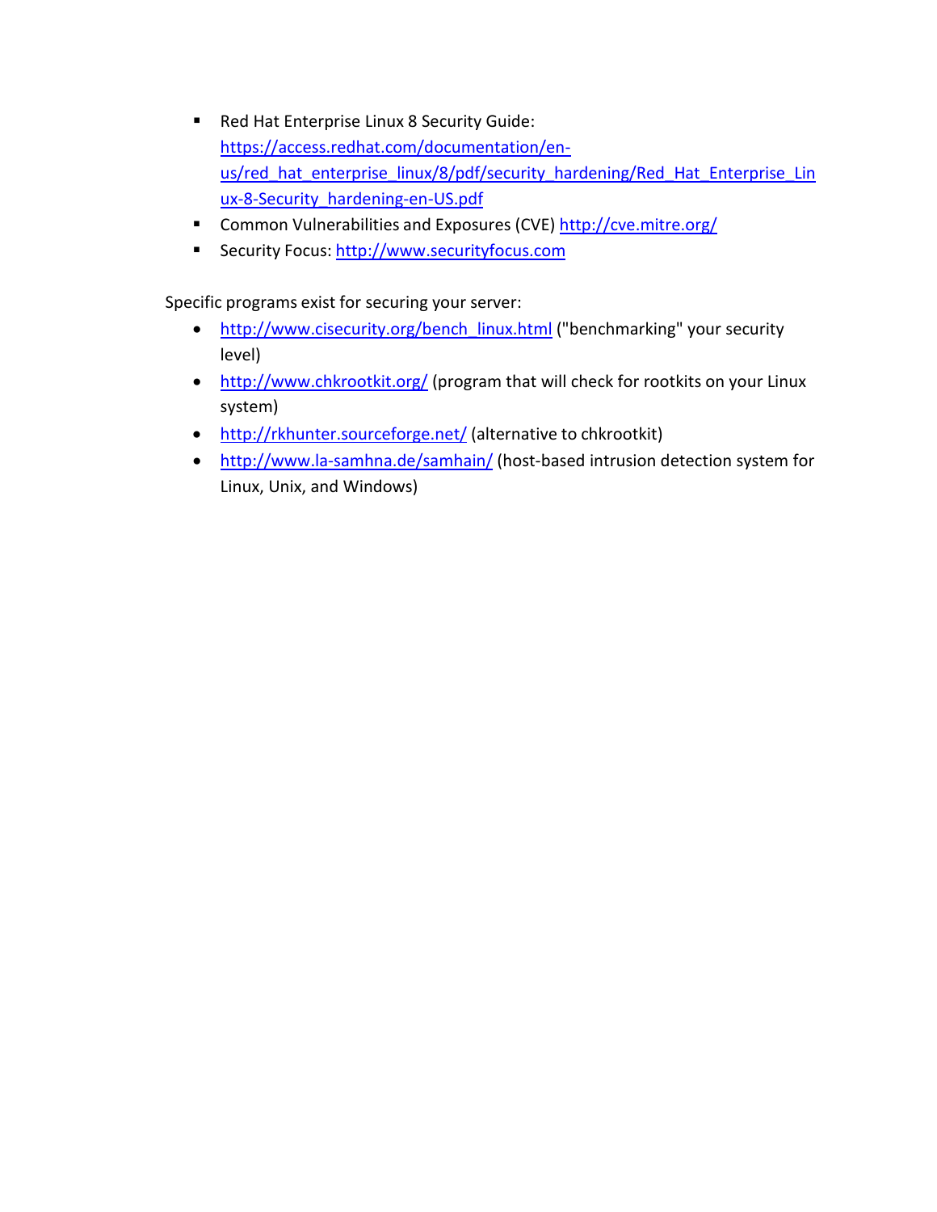- Red Hat Enterprise Linux 8 Security Guide: https://access.redhat.com/documentation/en-us/red_hat_enterprise_linux/8/pdf/security_hardening/Red_Hat_Enterprise_Linux-8-Security_hardening-en-US.pdf
- Common Vulnerabilities and Exposures (CVE) http://cve.mitre.org/
- Security Focus: http://www.securityfocus.com

Specific programs exist for securing your server:

- http://www.cisecurity.org/bench_linux.html ("benchmarking" your security level)
- http://www.chkrootkit.org/ (program that will check for rootkits on your Linux system)
- http://rkhunter.sourceforge.net/ (alternative to chkrootkit)
- http://www.la-samhna.de/samhain/ (host-based intrusion detection system for Linux, Unix, and Windows)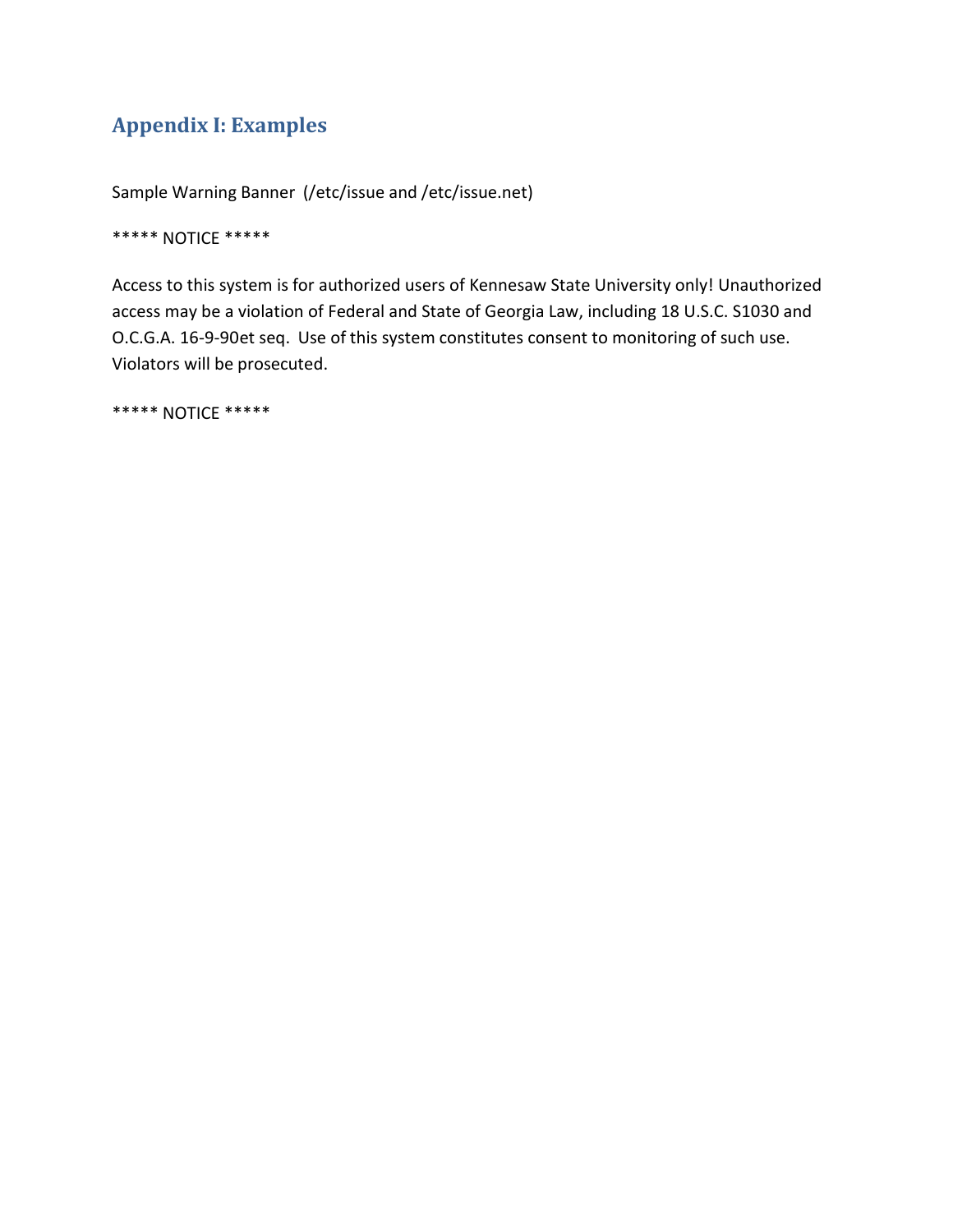## Appendix I: Examples

Sample Warning Banner  (/etc/issue and /etc/issue.net)

***** NOTICE *****

Access to this system is for authorized users of Kennesaw State University only! Unauthorized access may be a violation of Federal and State of Georgia Law, including 18 U.S.C. S1030 and O.C.G.A. 16-9-90et seq.  Use of this system constitutes consent to monitoring of such use. Violators will be prosecuted.

***** NOTICE *****